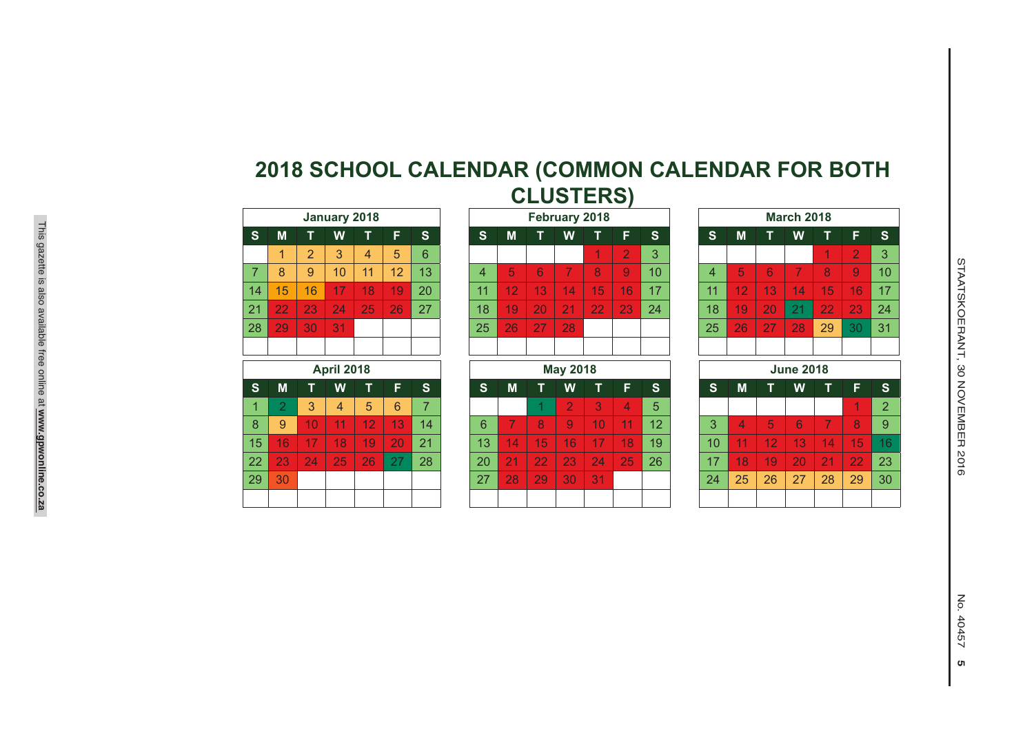# 2018 SCHOOL CALENDAR (COMMON CALENDAR FOR BOTH CLUSTERS)

**January 2018**

| S | M | T | W | T | F | S |
|---|---|---|---|---|---|---|
| | 1 | 2 | 3 | 4 | 5 | 6 |
| 7 | 8 | 9 | 10 | 11 | 12 | 13 |
| 14 | 15 | 16 | 17 | 18 | 19 | 20 |
| 21 | 22 | 23 | 24 | 25 | 26 | 27 |
| 28 | 29 | 30 | 31 | | | |

**February 2018**

| S | M | T | W | T | F | S |
|---|---|---|---|---|---|---|
| | | | | 1 | 2 | 3 |
| 4 | 5 | 6 | 7 | 8 | 9 | 10 |
| 11 | 12 | 13 | 14 | 15 | 16 | 17 |
| 18 | 19 | 20 | 21 | 22 | 23 | 24 |
| 25 | 26 | 27 | 28 | | | |

**March 2018**

| S | M | T | W | T | F | S |
|---|---|---|---|---|---|---|
| | | | | 1 | 2 | 3 |
| 4 | 5 | 6 | 7 | 8 | 9 | 10 |
| 11 | 12 | 13 | 14 | 15 | 16 | 17 |
| 18 | 19 | 20 | 21 | 22 | 23 | 24 |
| 25 | 26 | 27 | 28 | 29 | 30 | 31 |

**April 2018**

| S | M | T | W | T | F | S |
|---|---|---|---|---|---|---|
| 1 | 2 | 3 | 4 | 5 | 6 | 7 |
| 8 | 9 | 10 | 11 | 12 | 13 | 14 |
| 15 | 16 | 17 | 18 | 19 | 20 | 21 |
| 22 | 23 | 24 | 25 | 26 | 27 | 28 |
| 29 | 30 | | | | | |

**May 2018**

| S | M | T | W | T | F | S |
|---|---|---|---|---|---|---|
| | | 1 | 2 | 3 | 4 | 5 |
| 6 | 7 | 8 | 9 | 10 | 11 | 12 |
| 13 | 14 | 15 | 16 | 17 | 18 | 19 |
| 20 | 21 | 22 | 23 | 24 | 25 | 26 |
| 27 | 28 | 29 | 30 | 31 | | |

**June 2018**

| S | M | T | W | T | F | S |
|---|---|---|---|---|---|---|
| | | | | | 1 | 2 |
| 3 | 4 | 5 | 6 | 7 | 8 | 9 |
| 10 | 11 | 12 | 13 | 14 | 15 | 16 |
| 17 | 18 | 19 | 20 | 21 | 22 | 23 |
| 24 | 25 | 26 | 27 | 28 | 29 | 30 |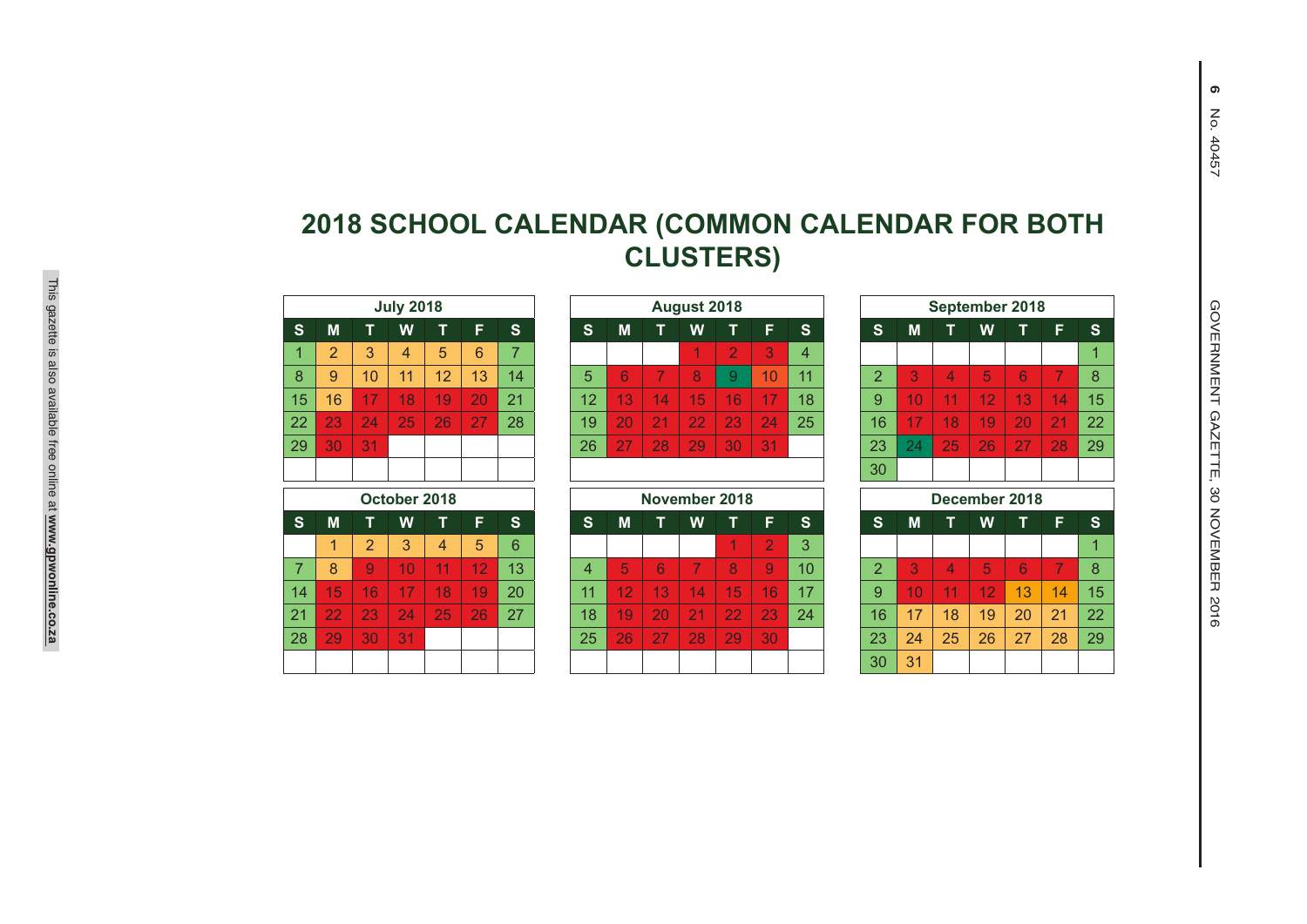# 2018 SCHOOL CALENDAR (COMMON CALENDAR FOR BOTH CLUSTERS)

**July 2018**

| S | M | T | W | T | F | S |
|---|---|---|---|---|---|---|
| 1 | 2 | 3 | 4 | 5 | 6 | 7 |
| 8 | 9 | 10 | 11 | 12 | 13 | 14 |
| 15 | 16 | 17 | 18 | 19 | 20 | 21 |
| 22 | 23 | 24 | 25 | 26 | 27 | 28 |
| 29 | 30 | 31 | | | | |

**August 2018**

| S | M | T | W | T | F | S |
|---|---|---|---|---|---|---|
| | | | 1 | 2 | 3 | 4 |
| 5 | 6 | 7 | 8 | 9 | 10 | 11 |
| 12 | 13 | 14 | 15 | 16 | 17 | 18 |
| 19 | 20 | 21 | 22 | 23 | 24 | 25 |
| 26 | 27 | 28 | 29 | 30 | 31 | |

**September 2018**

| S | M | T | W | T | F | S |
|---|---|---|---|---|---|---|
| | | | | | | 1 |
| 2 | 3 | 4 | 5 | 6 | 7 | 8 |
| 9 | 10 | 11 | 12 | 13 | 14 | 15 |
| 16 | 17 | 18 | 19 | 20 | 21 | 22 |
| 23 | 24 | 25 | 26 | 27 | 28 | 29 |
| 30 | | | | | | |

**October 2018**

| S | M | T | W | T | F | S |
|---|---|---|---|---|---|---|
| | 1 | 2 | 3 | 4 | 5 | 6 |
| 7 | 8 | 9 | 10 | 11 | 12 | 13 |
| 14 | 15 | 16 | 17 | 18 | 19 | 20 |
| 21 | 22 | 23 | 24 | 25 | 26 | 27 |
| 28 | 29 | 30 | 31 | | | |

**November 2018**

| S | M | T | W | T | F | S |
|---|---|---|---|---|---|---|
| | | | | 1 | 2 | 3 |
| 4 | 5 | 6 | 7 | 8 | 9 | 10 |
| 11 | 12 | 13 | 14 | 15 | 16 | 17 |
| 18 | 19 | 20 | 21 | 22 | 23 | 24 |
| 25 | 26 | 27 | 28 | 29 | 30 | |

**December 2018**

| S | M | T | W | T | F | S |
|---|---|---|---|---|---|---|
| | | | | | | 1 |
| 2 | 3 | 4 | 5 | 6 | 7 | 8 |
| 9 | 10 | 11 | 12 | 13 | 14 | 15 |
| 16 | 17 | 18 | 19 | 20 | 21 | 22 |
| 23 | 24 | 25 | 26 | 27 | 28 | 29 |
| 30 | 31 | | | | | |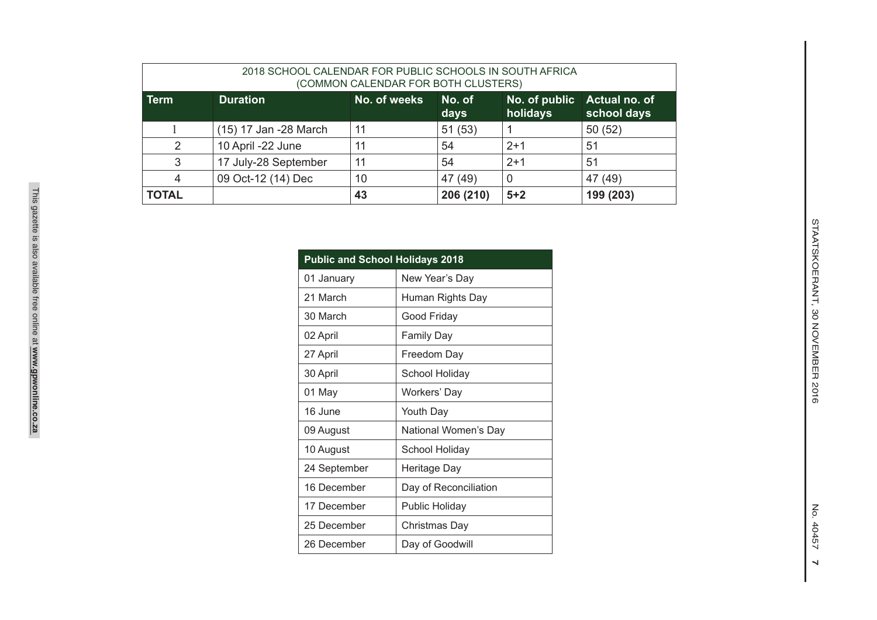| 2018 SCHOOL CALENDAR FOR PUBLIC SCHOOLS IN SOUTH AFRICA (COMMON CALENDAR FOR BOTH CLUSTERS) | | | | | |
|---|---|---|---|---|---|
| **Term** | **Duration** | **No. of weeks** | **No. of days** | **No. of public holidays** | **Actual no. of school days** |
| 1 | (15) 17 Jan -28 March | 11 | 51 (53) | 1 | 50 (52) |
| 2 | 10 April -22 June | 11 | 54 | 2+1 | 51 |
| 3 | 17 July-28 September | 11 | 54 | 2+1 | 51 |
| 4 | 09 Oct-12 (14) Dec | 10 | 47 (49) | 0 | 47 (49) |
| **TOTAL** | | **43** | **206 (210)** | **5+2** | **199 (203)** |

| Public and School Holidays 2018 | |
|---|---|
| 01 January | New Year's Day |
| 21 March | Human Rights Day |
| 30 March | Good Friday |
| 02 April | Family Day |
| 27 April | Freedom Day |
| 30 April | School Holiday |
| 01 May | Workers' Day |
| 16 June | Youth Day |
| 09 August | National Women's Day |
| 10 August | School Holiday |
| 24 September | Heritage Day |
| 16 December | Day of Reconciliation |
| 17 December | Public Holiday |
| 25 December | Christmas Day |
| 26 December | Day of Goodwill |